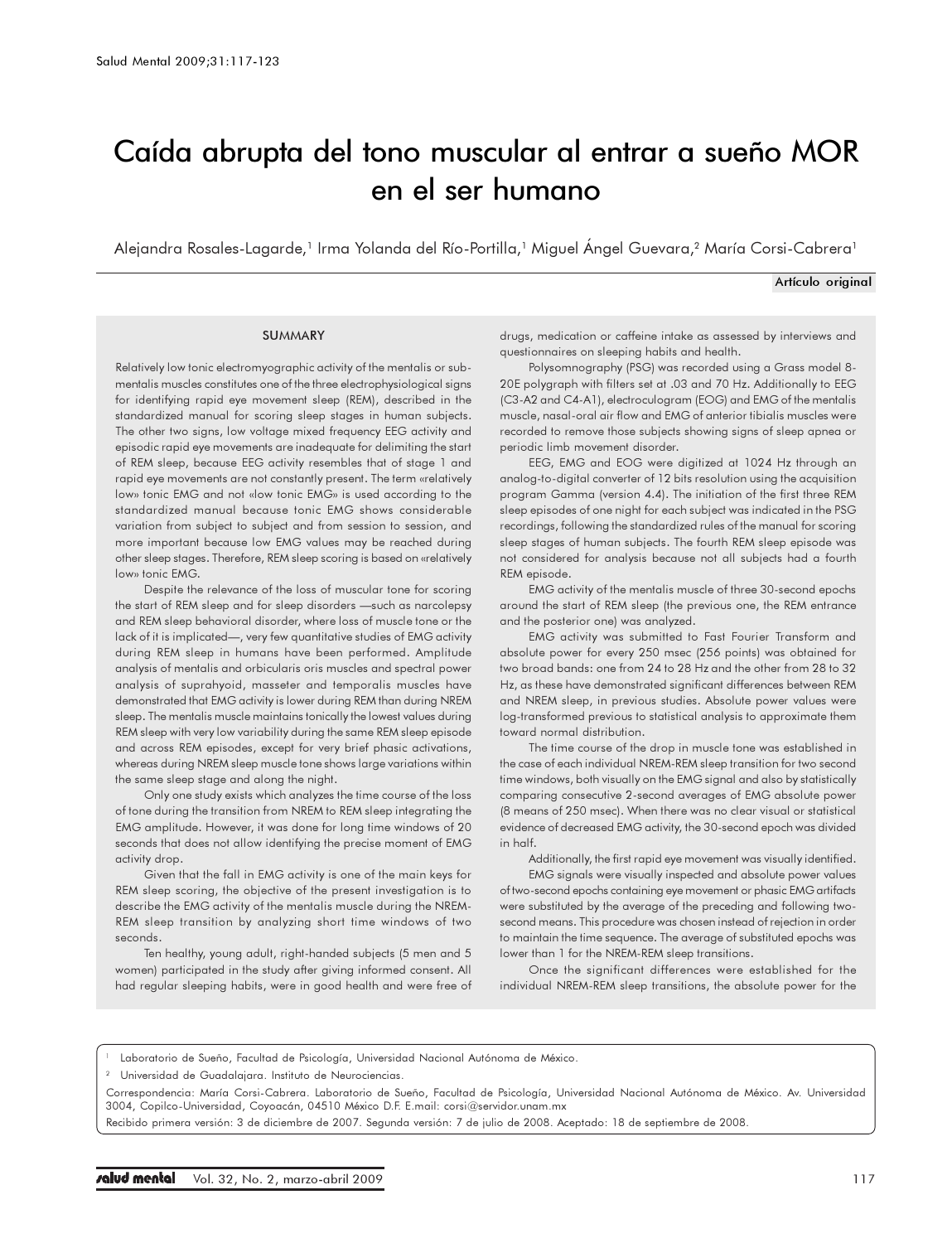# Caída abrupta del tono muscular al entrar a sueño MOR en el ser humano

Alejandra Rosales-Lagarde,[1] Irma Yolanda del Río-Portilla,[1] Miguel Ángel Guevara,[2] María Corsi-Cabrera[1]

**Artículo original**

## SUMMARY

Relatively low tonic electromyographic activity of the mentalis or submentalis muscles constitutes one of the three electrophysiological signs for identifying rapid eye movement sleep (REM), described in the standardized manual for scoring sleep stages in human subjects. The other two signs, low voltage mixed frequency EEG activity and episodic rapid eye movements are inadequate for delimiting the start of REM sleep, because EEG activity resembles that of stage 1 and rapid eye movements are not constantly present. The term «relatively low» tonic EMG and not «low tonic EMG» is used according to the standardized manual because tonic EMG shows considerable variation from subject to subject and from session to session, and more important because low EMG values may be reached during other sleep stages. Therefore, REM sleep scoring is based on «relatively low» tonic EMG.

Despite the relevance of the loss of muscular tone for scoring the start of REM sleep and for sleep disorders —such as narcolepsy and REM sleep behavioral disorder, where loss of muscle tone or the lack of it is implicated—, very few quantitative studies of EMG activity during REM sleep in humans have been performed. Amplitude analysis of mentalis and orbicularis oris muscles and spectral power analysis of suprahyoid, masseter and temporalis muscles have demonstrated that EMG activity is lower during REM than during NREM sleep. The mentalis muscle maintains tonically the lowest values during REM sleep with very low variability during the same REM sleep episode and across REM episodes, except for very brief phasic activations, whereas during NREM sleep muscle tone shows large variations within the same sleep stage and along the night.

Only one study exists which analyzes the time course of the loss of tone during the transition from NREM to REM sleep integrating the EMG amplitude. However, it was done for long time windows of 20 seconds that does not allow identifying the precise moment of EMG activity drop.

Given that the fall in EMG activity is one of the main keys for REM sleep scoring, the objective of the present investigation is to describe the EMG activity of the mentalis muscle during the NREM-REM sleep transition by analyzing short time windows of two seconds.

Ten healthy, young adult, right-handed subjects (5 men and 5 women) participated in the study after giving informed consent. All had regular sleeping habits, were in good health and were free of drugs, medication or caffeine intake as assessed by interviews and questionnaires on sleeping habits and health.

Polysomnography (PSG) was recorded using a Grass model 8-20E polygraph with filters set at .03 and 70 Hz. Additionally to EEG (C3-A2 and C4-A1), electroculogram (EOG) and EMG of the mentalis muscle, nasal-oral air flow and EMG of anterior tibialis muscles were recorded to remove those subjects showing signs of sleep apnea or periodic limb movement disorder.

EEG, EMG and EOG were digitized at 1024 Hz through an analog-to-digital converter of 12 bits resolution using the acquisition program Gamma (version 4.4). The initiation of the first three REM sleep episodes of one night for each subject was indicated in the PSG recordings, following the standardized rules of the manual for scoring sleep stages of human subjects. The fourth REM sleep episode was not considered for analysis because not all subjects had a fourth REM episode.

EMG activity of the mentalis muscle of three 30-second epochs around the start of REM sleep (the previous one, the REM entrance and the posterior one) was analyzed.

EMG activity was submitted to Fast Fourier Transform and absolute power for every 250 msec (256 points) was obtained for two broad bands: one from 24 to 28 Hz and the other from 28 to 32 Hz, as these have demonstrated significant differences between REM and NREM sleep, in previous studies. Absolute power values were log-transformed previous to statistical analysis to approximate them toward normal distribution.

The time course of the drop in muscle tone was established in the case of each individual NREM-REM sleep transition for two second time windows, both visually on the EMG signal and also by statistically comparing consecutive 2-second averages of EMG absolute power (8 means of 250 msec). When there was no clear visual or statistical evidence of decreased EMG activity, the 30-second epoch was divided in half.

Additionally, the first rapid eye movement was visually identified.

EMG signals were visually inspected and absolute power values of two-second epochs containing eye movement or phasic EMG artifacts were substituted by the average of the preceding and following two-second means. This procedure was chosen instead of rejection in order to maintain the time sequence. The average of substituted epochs was lower than 1 for the NREM-REM sleep transitions.

Once the significant differences were established for the individual NREM-REM sleep transitions, the absolute power for the

---

[1] Laboratorio de Sueño, Facultad de Psicología, Universidad Nacional Autónoma de México.

[2] Universidad de Guadalajara. Instituto de Neurociencias.

Correspondencia: María Corsi-Cabrera. Laboratorio de Sueño, Facultad de Psicología, Universidad Nacional Autónoma de México. Av. Universidad 3004, Copilco-Universidad, Coyoacán, 04510 México D.F. E.mail: corsi@servidor.unam.mx

Recibido primera versión: 3 de diciembre de 2007. Segunda versión: 7 de julio de 2008. Aceptado: 18 de septiembre de 2008.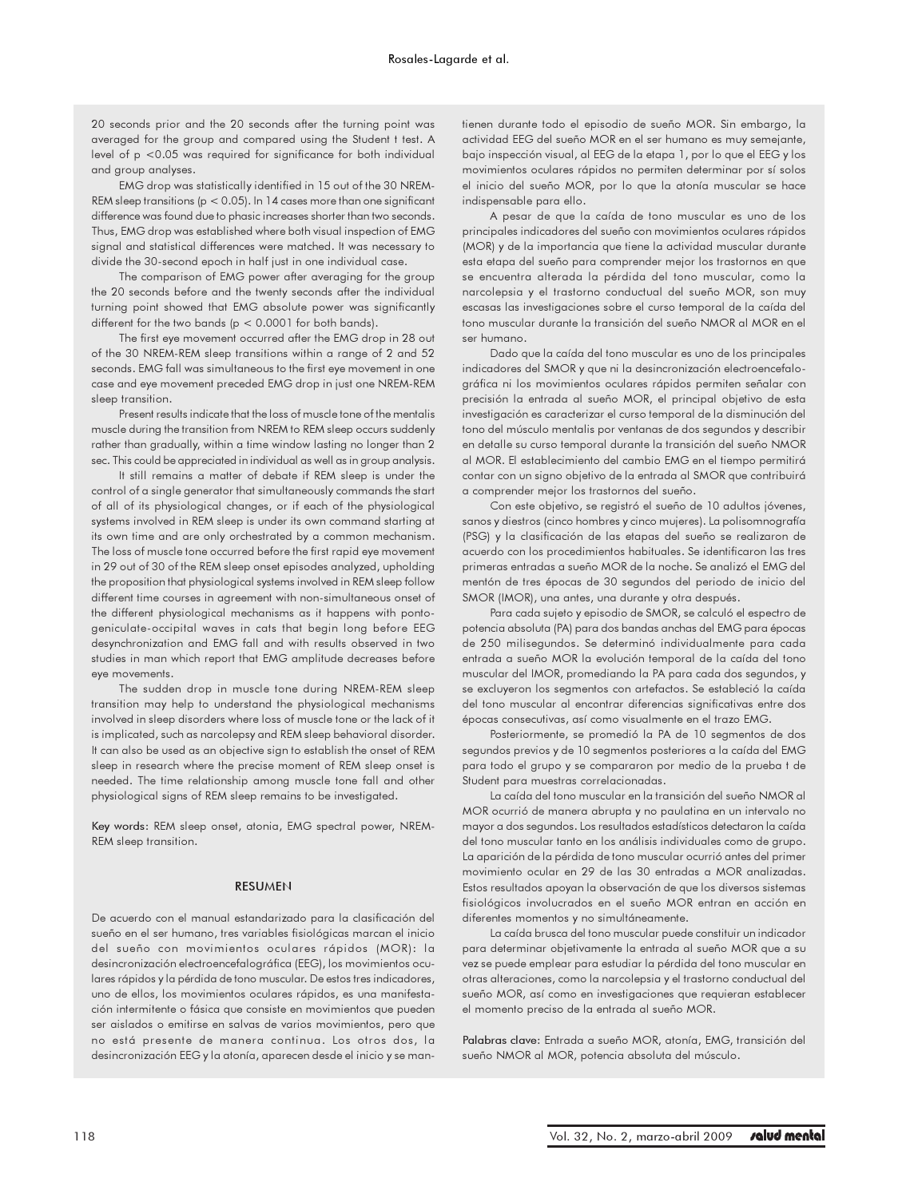20 seconds prior and the 20 seconds after the turning point was averaged for the group and compared using the Student t test. A level of $p < 0.05$ was required for significance for both individual and group analyses.

EMG drop was statistically identified in 15 out of the 30 NREM-REM sleep transitions ($p < 0.05$). In 14 cases more than one significant difference was found due to phasic increases shorter than two seconds. Thus, EMG drop was established where both visual inspection of EMG signal and statistical differences were matched. It was necessary to divide the 30-second epoch in half just in one individual case.

The comparison of EMG power after averaging for the group the 20 seconds before and the twenty seconds after the individual turning point showed that EMG absolute power was significantly different for the two bands ($p < 0.0001$ for both bands).

The first eye movement occurred after the EMG drop in 28 out of the 30 NREM-REM sleep transitions within a range of 2 and 52 seconds. EMG fall was simultaneous to the first eye movement in one case and eye movement preceded EMG drop in just one NREM-REM sleep transition.

Present results indicate that the loss of muscle tone of the mentalis muscle during the transition from NREM to REM sleep occurs suddenly rather than gradually, within a time window lasting no longer than 2 sec. This could be appreciated in individual as well as in group analysis.

It still remains a matter of debate if REM sleep is under the control of a single generator that simultaneously commands the start of all of its physiological changes, or if each of the physiological systems involved in REM sleep is under its own command starting at its own time and are only orchestrated by a common mechanism. The loss of muscle tone occurred before the first rapid eye movement in 29 out of 30 of the REM sleep onset episodes analyzed, upholding the proposition that physiological systems involved in REM sleep follow different time courses in agreement with non-simultaneous onset of the different physiological mechanisms as it happens with ponto-geniculate-occipital waves in cats that begin long before EEG desynchronization and EMG fall and with results observed in two studies in man which report that EMG amplitude decreases before eye movements.

The sudden drop in muscle tone during NREM-REM sleep transition may help to understand the physiological mechanisms involved in sleep disorders where loss of muscle tone or the lack of it is implicated, such as narcolepsy and REM sleep behavioral disorder. It can also be used as an objective sign to establish the onset of REM sleep in research where the precise moment of REM sleep onset is needed. The time relationship among muscle tone fall and other physiological signs of REM sleep remains to be investigated.

**Key words:** REM sleep onset, atonia, EMG spectral power, NREM-REM sleep transition.

## RESUMEN

De acuerdo con el manual estandarizado para la clasificación del sueño en el ser humano, tres variables fisiológicas marcan el inicio del sueño con movimientos oculares rápidos (MOR): la desincronización electroencefalográfica (EEG), los movimientos oculares rápidos y la pérdida de tono muscular. De estos tres indicadores, uno de ellos, los movimientos oculares rápidos, es una manifestación intermitente o fásica que consiste en movimientos que pueden ser aislados o emitirse en salvas de varios movimientos, pero que no está presente de manera continua. Los otros dos, la desincronización EEG y la atonía, aparecen desde el inicio y se mantienen durante todo el episodio de sueño MOR. Sin embargo, la actividad EEG del sueño MOR en el ser humano es muy semejante, bajo inspección visual, al EEG de la etapa 1, por lo que el EEG y los movimientos oculares rápidos no permiten determinar por sí solos el inicio del sueño MOR, por lo que la atonía muscular se hace indispensable para ello.

A pesar de que la caída de tono muscular es uno de los principales indicadores del sueño con movimientos oculares rápidos (MOR) y de la importancia que tiene la actividad muscular durante esta etapa del sueño para comprender mejor los trastornos en que se encuentra alterada la pérdida del tono muscular, como la narcolepsia y el trastorno conductual del sueño MOR, son muy escasas las investigaciones sobre el curso temporal de la caída del tono muscular durante la transición del sueño NMOR al MOR en el ser humano.

Dado que la caída del tono muscular es uno de los principales indicadores del SMOR y que ni la desincronización electroencefalográfica ni los movimientos oculares rápidos permiten señalar con precisión la entrada al sueño MOR, el principal objetivo de esta investigación es caracterizar el curso temporal de la disminución del tono del músculo mentalis por ventanas de dos segundos y describir en detalle su curso temporal durante la transición del sueño NMOR al MOR. El establecimiento del cambio EMG en el tiempo permitirá contar con un signo objetivo de la entrada al SMOR que contribuirá a comprender mejor los trastornos del sueño.

Con este objetivo, se registró el sueño de 10 adultos jóvenes, sanos y diestros (cinco hombres y cinco mujeres). La polisomnografía (PSG) y la clasificación de las etapas del sueño se realizaron de acuerdo con los procedimientos habituales. Se identificaron las tres primeras entradas a sueño MOR de la noche. Se analizó el EMG del mentón de tres épocas de 30 segundos del periodo de inicio del SMOR (IMOR), una antes, una durante y otra después.

Para cada sujeto y episodio de SMOR, se calculó el espectro de potencia absoluta (PA) para dos bandas anchas del EMG para épocas de 250 milisegundos. Se determinó individualmente para cada entrada a sueño MOR la evolución temporal de la caída del tono muscular del IMOR, promediando la PA para cada dos segundos, y se excluyeron los segmentos con artefactos. Se estableció la caída del tono muscular al encontrar diferencias significativas entre dos épocas consecutivas, así como visualmente en el trazo EMG.

Posteriormente, se promedió la PA de 10 segmentos de dos segundos previos y de 10 segmentos posteriores a la caída del EMG para todo el grupo y se compararon por medio de la prueba t de Student para muestras correlacionadas.

La caída del tono muscular en la transición del sueño NMOR al MOR ocurrió de manera abrupta y no paulatina en un intervalo no mayor a dos segundos. Los resultados estadísticos detectaron la caída del tono muscular tanto en los análisis individuales como de grupo. La aparición de la pérdida de tono muscular ocurrió antes del primer movimiento ocular en 29 de las 30 entradas a MOR analizadas. Estos resultados apoyan la observación de que los diversos sistemas fisiológicos involucrados en el sueño MOR entran en acción en diferentes momentos y no simultáneamente.

La caída brusca del tono muscular puede constituir un indicador para determinar objetivamente la entrada al sueño MOR que a su vez se puede emplear para estudiar la pérdida del tono muscular en otras alteraciones, como la narcolepsia y el trastorno conductual del sueño MOR, así como en investigaciones que requieran establecer el momento preciso de la entrada al sueño MOR.

**Palabras clave:** Entrada a sueño MOR, atonía, EMG, transición del sueño NMOR al MOR, potencia absoluta del músculo.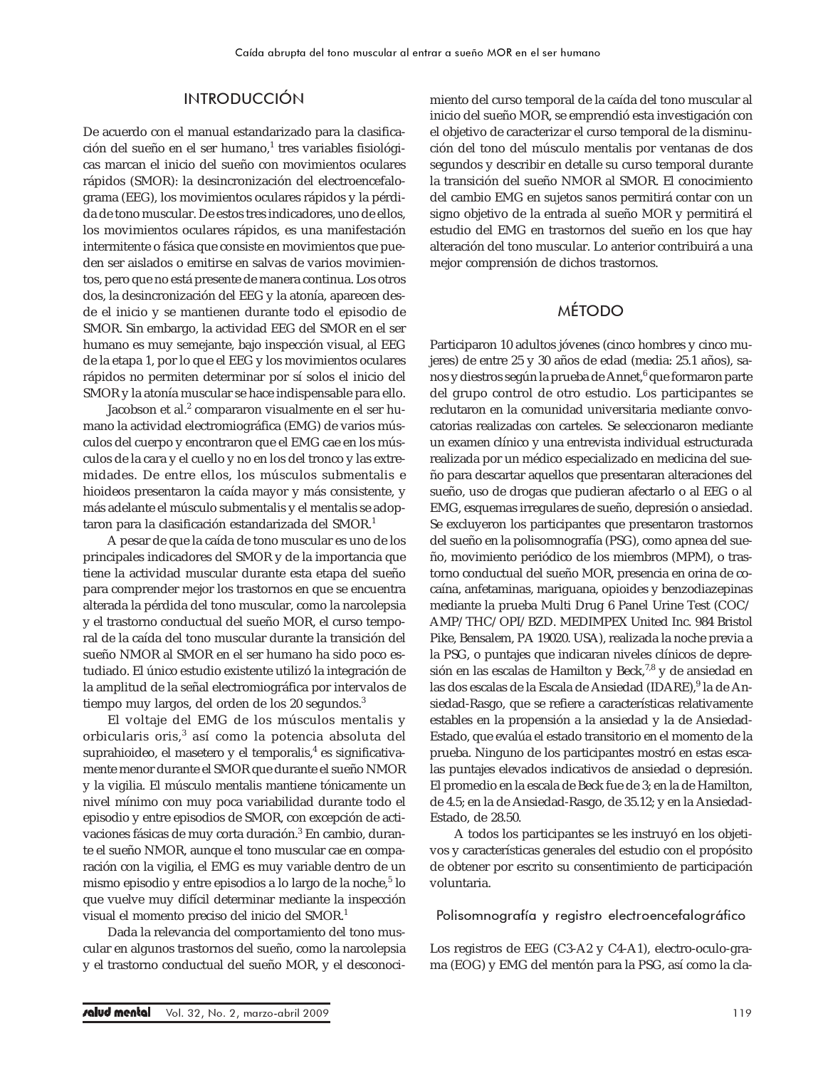## INTRODUCCIÓN

De acuerdo con el manual estandarizado para la clasificación del sueño en el ser humano,[1] tres variables fisiológicas marcan el inicio del sueño con movimientos oculares rápidos (SMOR): la desincronización del electroencefalograma (EEG), los movimientos oculares rápidos y la pérdida de tono muscular. De estos tres indicadores, uno de ellos, los movimientos oculares rápidos, es una manifestación intermitente o fásica que consiste en movimientos que pueden ser aislados o emitirse en salvas de varios movimientos, pero que no está presente de manera continua. Los otros dos, la desincronización del EEG y la atonía, aparecen desde el inicio y se mantienen durante todo el episodio de SMOR. Sin embargo, la actividad EEG del SMOR en el ser humano es muy semejante, bajo inspección visual, al EEG de la etapa 1, por lo que el EEG y los movimientos oculares rápidos no permiten determinar por sí solos el inicio del SMOR y la atonía muscular se hace indispensable para ello.

Jacobson et al.[2] compararon visualmente en el ser humano la actividad electromiográfica (EMG) de varios músculos del cuerpo y encontraron que el EMG cae en los músculos de la cara y el cuello y no en los del tronco y las extremidades. De entre ellos, los músculos submentalis e hioideos presentaron la caída mayor y más consistente, y más adelante el músculo submentalis y el mentalis se adoptaron para la clasificación estandarizada del SMOR.[1]

A pesar de que la caída de tono muscular es uno de los principales indicadores del SMOR y de la importancia que tiene la actividad muscular durante esta etapa del sueño para comprender mejor los trastornos en que se encuentra alterada la pérdida del tono muscular, como la narcolepsia y el trastorno conductual del sueño MOR, el curso temporal de la caída del tono muscular durante la transición del sueño NMOR al SMOR en el ser humano ha sido poco estudiado. El único estudio existente utilizó la integración de la amplitud de la señal electromiográfica por intervalos de tiempo muy largos, del orden de los 20 segundos.[3]

El voltaje del EMG de los músculos mentalis y orbicularis oris,[3] así como la potencia absoluta del suprahioideo, el masetero y el temporalis,[4] es significativamente menor durante el SMOR que durante el sueño NMOR y la vigilia. El músculo mentalis mantiene tónicamente un nivel mínimo con muy poca variabilidad durante todo el episodio y entre episodios de SMOR, con excepción de activaciones fásicas de muy corta duración.[3] En cambio, durante el sueño NMOR, aunque el tono muscular cae en comparación con la vigilia, el EMG es muy variable dentro de un mismo episodio y entre episodios a lo largo de la noche,[5] lo que vuelve muy difícil determinar mediante la inspección visual el momento preciso del inicio del SMOR.[1]

Dada la relevancia del comportamiento del tono muscular en algunos trastornos del sueño, como la narcolepsia y el trastorno conductual del sueño MOR, y el desconocimiento del curso temporal de la caída del tono muscular al inicio del sueño MOR, se emprendió esta investigación con el objetivo de caracterizar el curso temporal de la disminución del tono del músculo mentalis por ventanas de dos segundos y describir en detalle su curso temporal durante la transición del sueño NMOR al SMOR. El conocimiento del cambio EMG en sujetos sanos permitirá contar con un signo objetivo de la entrada al sueño MOR y permitirá el estudio del EMG en trastornos del sueño en los que hay alteración del tono muscular. Lo anterior contribuirá a una mejor comprensión de dichos trastornos.

## MÉTODO

Participaron 10 adultos jóvenes (cinco hombres y cinco mujeres) de entre 25 y 30 años de edad (media: 25.1 años), sanos y diestros según la prueba de Annet,[6] que formaron parte del grupo control de otro estudio. Los participantes se reclutaron en la comunidad universitaria mediante convocatorias realizadas con carteles. Se seleccionaron mediante un examen clínico y una entrevista individual estructurada realizada por un médico especializado en medicina del sueño para descartar aquellos que presentaran alteraciones del sueño, uso de drogas que pudieran afectarlo o al EEG o al EMG, esquemas irregulares de sueño, depresión o ansiedad. Se excluyeron los participantes que presentaron trastornos del sueño en la polisomnografía (PSG), como apnea del sueño, movimiento periódico de los miembros (MPM), o trastorno conductual del sueño MOR, presencia en orina de cocaína, anfetaminas, mariguana, opioides y benzodiazepinas mediante la prueba Multi Drug 6 Panel Urine Test (COC/AMP/THC/OPI/BZD. MEDIMPEX United Inc. 984 Bristol Pike, Bensalem, PA 19020. USA), realizada la noche previa a la PSG, o puntajes que indicaran niveles clínicos de depresión en las escalas de Hamilton y Beck,[7,8] y de ansiedad en las dos escalas de la Escala de Ansiedad (IDARE),[9] la de Ansiedad-Rasgo, que se refiere a características relativamente estables en la propensión a la ansiedad y la de Ansiedad-Estado, que evalúa el estado transitorio en el momento de la prueba. Ninguno de los participantes mostró en estas escalas puntajes elevados indicativos de ansiedad o depresión. El promedio en la escala de Beck fue de 3; en la de Hamilton, de 4.5; en la de Ansiedad-Rasgo, de 35.12; y en la Ansiedad-Estado, de 28.50.

A todos los participantes se les instruyó en los objetivos y características generales del estudio con el propósito de obtener por escrito su consentimiento de participación voluntaria.

### Polisomnografía y registro electroencefalográfico

Los registros de EEG (C3-A2 y C4-A1), electro-oculo-grama (EOG) y EMG del mentón para la PSG, así como la cla-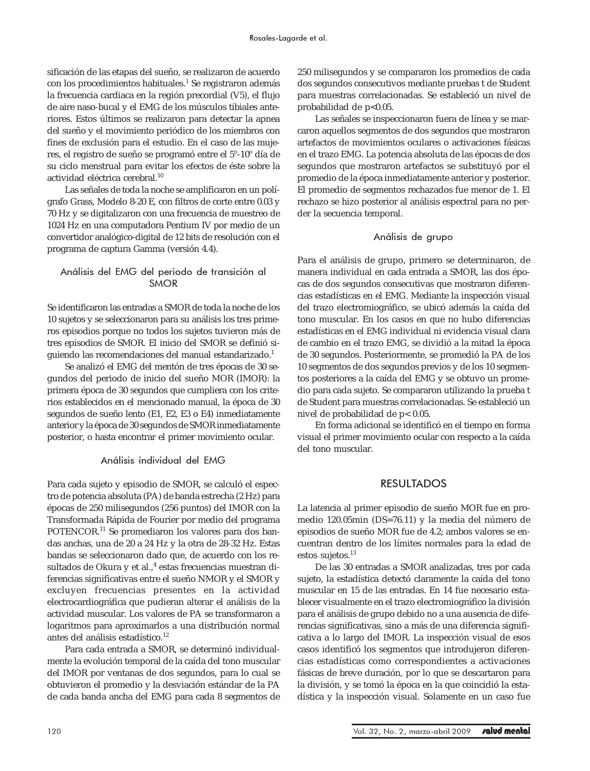sificación de las etapas del sueño, se realizaron de acuerdo con los procedimientos habituales.[1] Se registraron además la frecuencia cardiaca en la región precordial (V5), el flujo de aire naso-bucal y el EMG de los músculos tibiales anteriores. Estos últimos se realizaron para detectar la apnea del sueño y el movimiento periódico de los miembros con fines de exclusión para el estudio. En el caso de las mujeres, el registro de sueño se programó entre el 5º-10º día de su ciclo menstrual para evitar los efectos de éste sobre la actividad eléctrica cerebral.[10]

Las señales de toda la noche se amplificaron en un polígrafo Grass, Modelo 8-20 E, con filtros de corte entre 0.03 y 70 Hz y se digitalizaron con una frecuencia de muestreo de 1024 Hz en una computadora Pentium IV por medio de un convertidor analógico-digital de 12 bits de resolución con el programa de captura Gamma (versión 4.4).

### Análisis del EMG del periodo de transición al SMOR

Se identificaron las entradas a SMOR de toda la noche de los 10 sujetos y se seleccionaron para su análisis los tres primeros episodios porque no todos los sujetos tuvieron más de tres episodios de SMOR. El inicio del SMOR se definió siguiendo las recomendaciones del manual estandarizado.[1]

Se analizó el EMG del mentón de tres épocas de 30 segundos del periodo de inicio del sueño MOR (IMOR): la primera época de 30 segundos que cumpliera con los criterios establecidos en el mencionado manual, la época de 30 segundos de sueño lento (E1, E2, E3 o E4) inmediatamente anterior y la época de 30 segundos de SMOR inmediatamente posterior, o hasta encontrar el primer movimiento ocular.

### Análisis individual del EMG

Para cada sujeto y episodio de SMOR, se calculó el espectro de potencia absoluta (PA) de banda estrecha (2 Hz) para épocas de 250 milisegundos (256 puntos) del IMOR con la Transformada Rápida de Fourier por medio del programa POTENCOR.[11] Se promediaron los valores para dos bandas anchas, una de 20 a 24 Hz y la otra de 28-32 Hz. Estas bandas se seleccionaron dado que, de acuerdo con los resultados de Okura y et al.,[4] estas frecuencias muestran diferencias significativas entre el sueño NMOR y el SMOR y excluyen frecuencias presentes en la actividad electrocardiográfica que pudieran alterar el análisis de la actividad muscular. Los valores de PA se transformaron a logaritmos para aproximarlos a una distribución normal antes del análisis estadístico.[12]

Para cada entrada a SMOR, se determinó individualmente la evolución temporal de la caída del tono muscular del IMOR por ventanas de dos segundos, para lo cual se obtuvieron el promedio y la desviación estándar de la PA de cada banda ancha del EMG para cada 8 segmentos de 250 milisegundos y se compararon los promedios de cada dos segundos consecutivos mediante pruebas t de Student para muestras correlacionadas. Se estableció un nivel de probabilidad de $p<0.05$.

Las señales se inspeccionaron fuera de línea y se marcaron aquellos segmentos de dos segundos que mostraron artefactos de movimientos oculares o activaciones físicas en el trazo EMG. La potencia absoluta de las épocas de dos segundos que mostraron artefactos se substituyó por el promedio de la época inmediatamente anterior y posterior. El promedio de segmentos rechazados fue menor de 1. El rechazo se hizo posterior al análisis espectral para no perder la secuencia temporal.

### Análisis de grupo

Para el análisis de grupo, primero se determinaron, de manera individual en cada entrada a SMOR, las dos épocas de dos segundos consecutivas que mostraron diferencias estadísticas en el EMG. Mediante la inspección visual del trazo electromiográfico, se ubicó además la caída del tono muscular. En los casos en que no hubo diferencias estadísticas en el EMG individual ni evidencia visual clara de cambio en el trazo EMG, se dividió a la mitad la época de 30 segundos. Posteriormente, se promedió la PA de los 10 segmentos de dos segundos previos y de los 10 segmentos posteriores a la caída del EMG y se obtuvo un promedio para cada sujeto. Se compararon utilizando la prueba t de Student para muestras correlacionadas. Se estableció un nivel de probabilidad de $p< 0.05$.

En forma adicional se identificó en el tiempo en forma visual el primer movimiento ocular con respecto a la caída del tono muscular.

## RESULTADOS

La latencia al primer episodio de sueño MOR fue en promedio 120.05min (DS=76.11) y la media del número de episodios de sueño MOR fue de 4.2; ambos valores se encuentran dentro de los límites normales para la edad de estos sujetos.[13]

De las 30 entradas a SMOR analizadas, tres por cada sujeto, la estadística detectó claramente la caída del tono muscular en 15 de las entradas. En 14 fue necesario establecer visualmente en el trazo electromiográfico la división para el análisis de grupo debido no a una ausencia de diferencias significativas, sino a más de una diferencia significativa a lo largo del IMOR. La inspección visual de esos casos identificó los segmentos que introdujeron diferencias estadísticas como correspondientes a activaciones fásicas de breve duración, por lo que se descartaron para la división, y se tomó la época en la que coincidió la estadística y la inspección visual. Solamente en un caso fue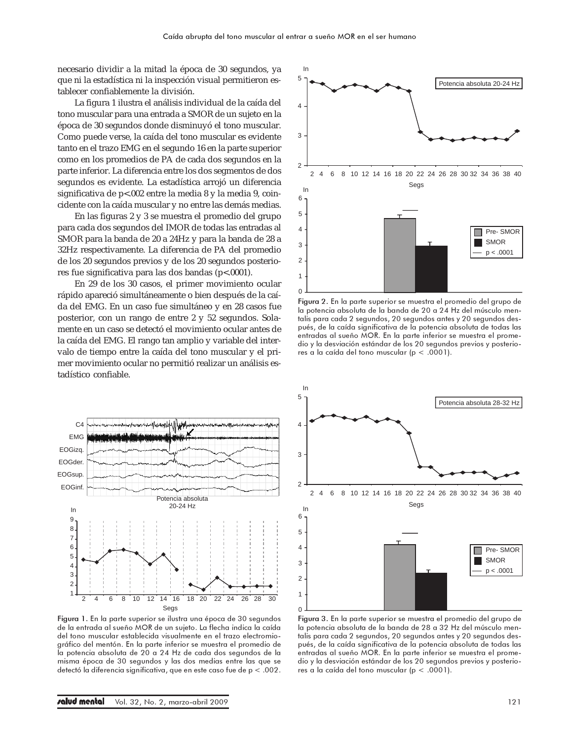necesario dividir a la mitad la época de 30 segundos, ya que ni la estadística ni la inspección visual permitieron establecer confiablemente la división.

La figura 1 ilustra el análisis individual de la caída del tono muscular para una entrada a SMOR de un sujeto en la época de 30 segundos donde disminuyó el tono muscular. Como puede verse, la caída del tono muscular es evidente tanto en el trazo EMG en el segundo 16 en la parte superior como en los promedios de PA de cada dos segundos en la parte inferior. La diferencia entre los dos segmentos de dos segundos es evidente. La estadística arrojó un diferencia significativa de $p<.002$ entre la media 8 y la media 9, coincidente con la caída muscular y no entre las demás medias.

En las figuras 2 y 3 se muestra el promedio del grupo para cada dos segundos del IMOR de todas las entradas al SMOR para la banda de 20 a 24Hz y para la banda de 28 a 32Hz respectivamente. La diferencia de PA del promedio de los 20 segundos previos y de los 20 segundos posteriores fue significativa para las dos bandas ($p<.0001$).

En 29 de los 30 casos, el primer movimiento ocular rápido apareció simultáneamente o bien después de la caída del EMG. En un caso fue simultáneo y en 28 casos fue posterior, con un rango de entre 2 y 52 segundos. Solamente en un caso se detectó el movimiento ocular antes de la caída del EMG. El rango tan amplio y variable del intervalo de tiempo entre la caída del tono muscular y el primer movimiento ocular no permitió realizar un análisis estadístico confiable.

**Figura 1.** En la parte superior se ilustra una época de 30 segundos de la entrada al sueño MOR de un sujeto. La flecha indica la caída del tono muscular establecida visualmente en el trazo electromiográfico del mentón. En la parte inferior se muestra el promedio de la potencia absoluta de 20 a 24 Hz de cada dos segundos de la misma época de 30 segundos y las dos medias entre las que se detectó la diferencia significativa, que en este caso fue de $p < .002$.

**Figura 2.** En la parte superior se muestra el promedio del grupo de la potencia absoluta de la banda de 20 a 24 Hz del músculo mentalis para cada 2 segundos, 20 segundos antes y 20 segundos después, de la caída significativa de la potencia absoluta de todas las entradas al sueño MOR. En la parte inferior se muestra el promedio y la desviación estándar de los 20 segundos previos y posteriores a la caída del tono muscular ($p < .0001$).

**Figura 3.** En la parte superior se muestra el promedio del grupo de la potencia absoluta de la banda de 28 a 32 Hz del músculo mentalis para cada 2 segundos, 20 segundos antes y 20 segundos después, de la caída significativa de la potencia absoluta de todas las entradas al sueño MOR. En la parte inferior se muestra el promedio y la desviación estándar de los 20 segundos previos y posteriores a la caída del tono muscular ($p < .0001$).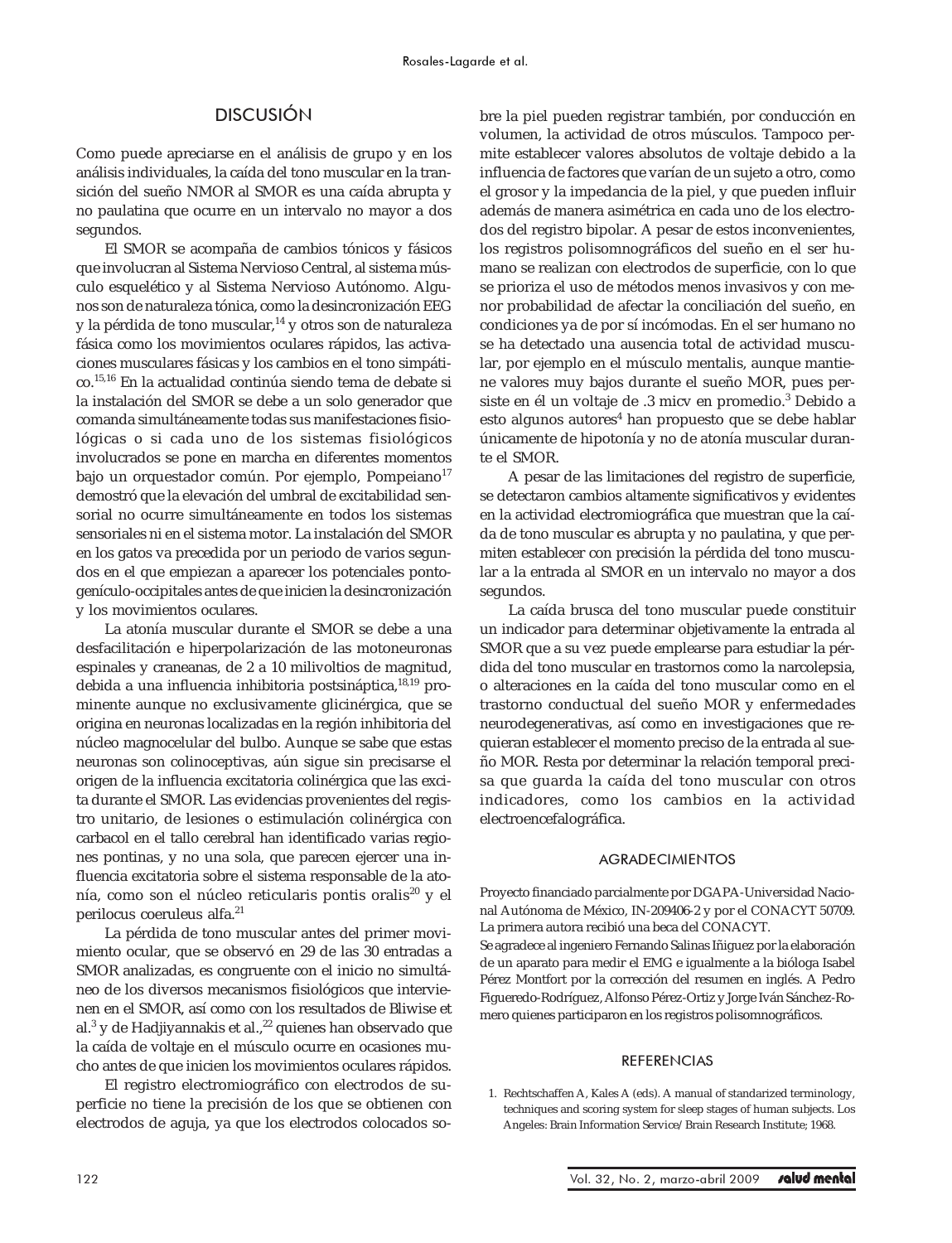## DISCUSIÓN

Como puede apreciarse en el análisis de grupo y en los análisis individuales, la caída del tono muscular en la transición del sueño NMOR al SMOR es una caída abrupta y no paulatina que ocurre en un intervalo no mayor a dos segundos.

El SMOR se acompaña de cambios tónicos y fásicos que involucran al Sistema Nervioso Central, al sistema músculo esquelético y al Sistema Nervioso Autónomo. Algunos son de naturaleza tónica, como la desincronización EEG y la pérdida de tono muscular,[14] y otros son de naturaleza fásica como los movimientos oculares rápidos, las activaciones musculares fásicas y los cambios en el tono simpático.[15,16] En la actualidad continúa siendo tema de debate si la instalación del SMOR se debe a un solo generador que comanda simultáneamente todas sus manifestaciones fisiológicas o si cada uno de los sistemas fisiológicos involucrados se pone en marcha en diferentes momentos bajo un orquestador común. Por ejemplo, Pompeiano[17] demostró que la elevación del umbral de excitabilidad sensorial no ocurre simultáneamente en todos los sistemas sensoriales ni en el sistema motor. La instalación del SMOR en los gatos va precedida por un periodo de varios segundos en el que empiezan a aparecer los potenciales ponto-genículo-occipitales antes de que inicien la desincronización y los movimientos oculares.

La atonía muscular durante el SMOR se debe a una desfacilitación e hiperpolarización de las motoneuronas espinales y craneanas, de 2 a 10 milivoltios de magnitud, debida a una influencia inhibitoria postsináptica,[18,19] prominente aunque no exclusivamente glicinérgica, que se origina en neuronas localizadas en la región inhibitoria del núcleo magnocelular del bulbo. Aunque se sabe que estas neuronas son colinoceptivas, aún sigue sin precisarse el origen de la influencia excitatoria colinérgica que las excita durante el SMOR. Las evidencias provenientes del registro unitario, de lesiones o estimulación colinérgica con carbacol en el tallo cerebral han identificado varias regiones pontinas, y no una sola, que parecen ejercer una influencia excitatoria sobre el sistema responsable de la atonía, como son el núcleo reticularis pontis oralis[20] y el perilocus coeruleus alfa.[21]

La pérdida de tono muscular antes del primer movimiento ocular, que se observó en 29 de las 30 entradas a SMOR analizadas, es congruente con el inicio no simultáneo de los diversos mecanismos fisiológicos que intervienen en el SMOR, así como con los resultados de Bliwise et al.[3] y de Hadjiyannakis et al.,[22] quienes han observado que la caída de voltaje en el músculo ocurre en ocasiones mucho antes de que inicien los movimientos oculares rápidos.

El registro electromiográfico con electrodos de superficie no tiene la precisión de los que se obtienen con electrodos de aguja, ya que los electrodos colocados sobre la piel pueden registrar también, por conducción en volumen, la actividad de otros músculos. Tampoco permite establecer valores absolutos de voltaje debido a la influencia de factores que varían de un sujeto a otro, como el grosor y la impedancia de la piel, y que pueden influir además de manera asimétrica en cada uno de los electrodos del registro bipolar. A pesar de estos inconvenientes, los registros polisomnográficos del sueño en el ser humano se realizan con electrodos de superficie, con lo que se prioriza el uso de métodos menos invasivos y con menor probabilidad de afectar la conciliación del sueño, en condiciones ya de por sí incómodas. En el ser humano no se ha detectado una ausencia total de actividad muscular, por ejemplo en el músculo mentalis, aunque mantiene valores muy bajos durante el sueño MOR, pues persiste en él un voltaje de .3 micv en promedio.[3] Debido a esto algunos autores[4] han propuesto que se debe hablar únicamente de hipotonía y no de atonía muscular durante el SMOR.

A pesar de las limitaciones del registro de superficie, se detectaron cambios altamente significativos y evidentes en la actividad electromiográfica que muestran que la caída de tono muscular es abrupta y no paulatina, y que permiten establecer con precisión la pérdida del tono muscular a la entrada al SMOR en un intervalo no mayor a dos segundos.

La caída brusca del tono muscular puede constituir un indicador para determinar objetivamente la entrada al SMOR que a su vez puede emplearse para estudiar la pérdida del tono muscular en trastornos como la narcolepsia, o alteraciones en la caída del tono muscular como en el trastorno conductual del sueño MOR y enfermedades neurodegenerativas, así como en investigaciones que requieran establecer el momento preciso de la entrada al sueño MOR. Resta por determinar la relación temporal precisa que guarda la caída del tono muscular con otros indicadores, como los cambios en la actividad electroencefalográfica.

## AGRADECIMIENTOS

Proyecto financiado parcialmente por DGAPA-Universidad Nacional Autónoma de México, IN-209406-2 y por el CONACYT 50709. La primera autora recibió una beca del CONACYT.

Se agradece al ingeniero Fernando Salinas Iñiguez por la elaboración de un aparato para medir el EMG e igualmente a la bióloga Isabel Pérez Montfort por la corrección del resumen en inglés. A Pedro Figueredo-Rodríguez, Alfonso Pérez-Ortiz y Jorge Iván Sánchez-Romero quienes participaron en los registros polisomnográficos.

## REFERENCIAS

1. Rechtschaffen A, Kales A (eds). A manual of standarized terminology, techniques and scoring system for sleep stages of human subjects. Los Angeles: Brain Information Service/Brain Research Institute; 1968.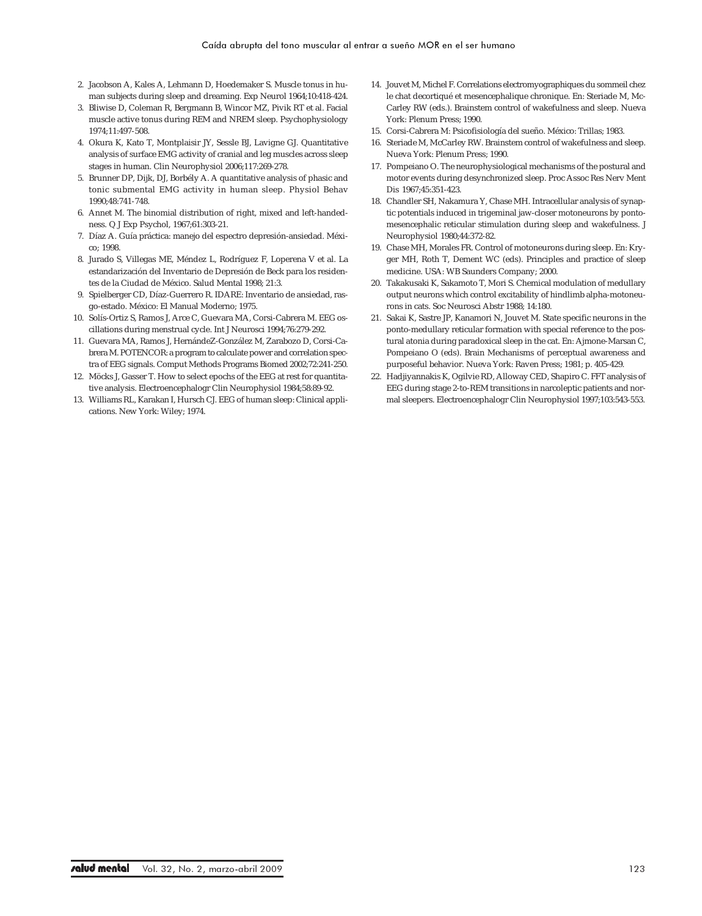2. Jacobson A, Kales A, Lehmann D, Hoedemaker S. Muscle tonus in human subjects during sleep and dreaming. Exp Neurol 1964;10:418-424.
3. Bliwise D, Coleman R, Bergmann B, Wincor MZ, Pivik RT et al. Facial muscle active tonus during REM and NREM sleep. Psychophysiology 1974;11:497-508.
4. Okura K, Kato T, Montplaisir JY, Sessle BJ, Lavigne GJ. Quantitative analysis of surface EMG activity of cranial and leg muscles across sleep stages in human. Clin Neurophysiol 2006;117:269-278.
5. Brunner DP, Dijk, DJ, Borbély A. A quantitative analysis of phasic and tonic submental EMG activity in human sleep. Physiol Behav 1990;48:741-748.
6. Annet M. The binomial distribution of right, mixed and left-handedness. Q J Exp Psychol, 1967;61:303-21.
7. Díaz A. Guía práctica: manejo del espectro depresión-ansiedad. México; 1998.
8. Jurado S, Villegas ME, Méndez L, Rodríguez F, Loperena V et al. La estandarización del Inventario de Depresión de Beck para los residentes de la Ciudad de México. Salud Mental 1998; 21:3.
9. Spielberger CD, Díaz-Guerrero R. IDARE: Inventario de ansiedad, rasgo-estado. México: El Manual Moderno; 1975.
10. Solís-Ortiz S, Ramos J, Arce C, Guevara MA, Corsi-Cabrera M. EEG oscillations during menstrual cycle. Int J Neurosci 1994;76:279-292.
11. Guevara MA, Ramos J, HernándeZ-González M, Zarabozo D, Corsi-Cabrera M. POTENCOR: a program to calculate power and correlation spectra of EEG signals. Comput Methods Programs Biomed 2002;72:241-250.
12. Möcks J, Gasser T. How to select epochs of the EEG at rest for quantitative analysis. Electroencephalogr Clin Neurophysiol 1984;58:89-92.
13. Williams RL, Karakan I, Hursch CJ. EEG of human sleep: Clinical applications. New York: Wiley; 1974.
14. Jouvet M, Michel F. Correlations electromyographiques du sommeil chez le chat decortiqué et mesencephalique chronique. En: Steriade M, McCarley RW (eds.). Brainstem control of wakefulness and sleep. Nueva York: Plenum Press; 1990.
15. Corsi-Cabrera M: Psicofisiología del sueño. México: Trillas; 1983.
16. Steriade M, McCarley RW. Brainstem control of wakefulness and sleep. Nueva York: Plenum Press; 1990.
17. Pompeiano O. The neurophysiological mechanisms of the postural and motor events during desynchronized sleep. Proc Assoc Res Nerv Ment Dis 1967;45:351-423.
18. Chandler SH, Nakamura Y, Chase MH. Intracellular analysis of synaptic potentials induced in trigeminal jaw-closer motoneurons by pontomesencephalic reticular stimulation during sleep and wakefulness. J Neurophysiol 1980;44:372-82.
19. Chase MH, Morales FR. Control of motoneurons during sleep. En: Kryger MH, Roth T, Dement WC (eds). Principles and practice of sleep medicine. USA: WB Saunders Company; 2000.
20. Takakusaki K, Sakamoto T, Mori S. Chemical modulation of medullary output neurons which control excitability of hindlimb alpha-motoneurons in cats. Soc Neurosci Abstr 1988; 14:180.
21. Sakai K, Sastre JP, Kanamori N, Jouvet M. State specific neurons in the ponto-medullary reticular formation with special reference to the postural atonia during paradoxical sleep in the cat. En: Ajmone-Marsan C, Pompeiano O (eds). Brain Mechanisms of perceptual awareness and purposeful behavior. Nueva York: Raven Press; 1981; p. 405-429.
22. Hadjiyannakis K, Ogilvie RD, Alloway CED, Shapiro C. FFT analysis of EEG during stage 2-to-REM transitions in narcoleptic patients and normal sleepers. Electroencephalogr Clin Neurophysiol 1997;103:543-553.